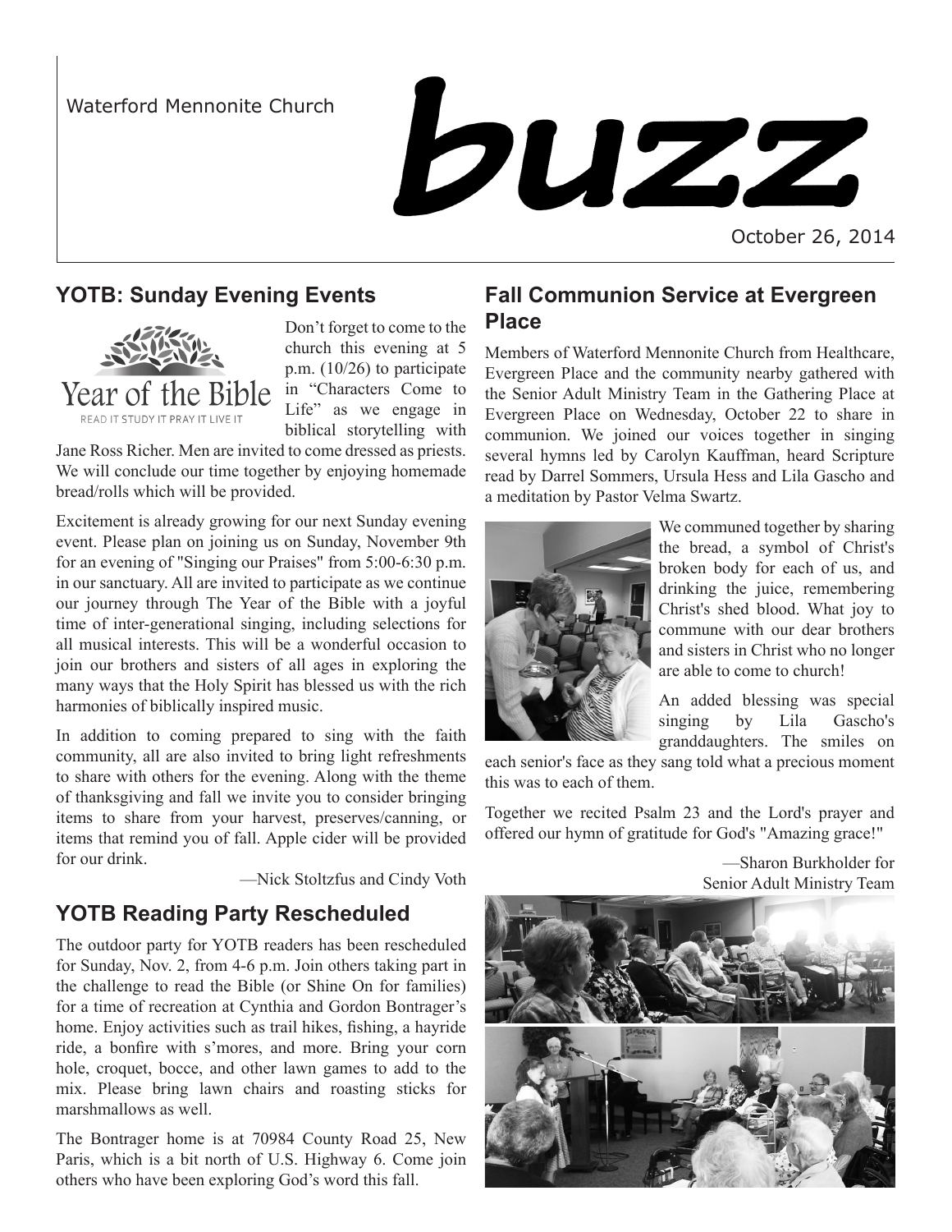Waterford Mennonite Church

# buzz

October 26, 2014

## YOTB: Sunday Evening Events

Year of the Bible
READ IT STUDY IT PRAY IT LIVE IT

Don't forget to come to the church this evening at 5 p.m. (10/26) to participate in "Characters Come to Life" as we engage in biblical storytelling with Jane Ross Richer. Men are invited to come dressed as priests. We will conclude our time together by enjoying homemade bread/rolls which will be provided.

Excitement is already growing for our next Sunday evening event. Please plan on joining us on Sunday, November 9th for an evening of "Singing our Praises" from 5:00-6:30 p.m. in our sanctuary. All are invited to participate as we continue our journey through The Year of the Bible with a joyful time of inter-generational singing, including selections for all musical interests. This will be a wonderful occasion to join our brothers and sisters of all ages in exploring the many ways that the Holy Spirit has blessed us with the rich harmonies of biblically inspired music.

In addition to coming prepared to sing with the faith community, all are also invited to bring light refreshments to share with others for the evening. Along with the theme of thanksgiving and fall we invite you to consider bringing items to share from your harvest, preserves/canning, or items that remind you of fall. Apple cider will be provided for our drink.

—Nick Stoltzfus and Cindy Voth

## YOTB Reading Party Rescheduled

The outdoor party for YOTB readers has been rescheduled for Sunday, Nov. 2, from 4-6 p.m. Join others taking part in the challenge to read the Bible (or Shine On for families) for a time of recreation at Cynthia and Gordon Bontrager's home. Enjoy activities such as trail hikes, fishing, a hayride ride, a bonfire with s'mores, and more. Bring your corn hole, croquet, bocce, and other lawn games to add to the mix. Please bring lawn chairs and roasting sticks for marshmallows as well.

The Bontrager home is at 70984 County Road 25, New Paris, which is a bit north of U.S. Highway 6. Come join others who have been exploring God's word this fall.

## Fall Communion Service at Evergreen Place

Members of Waterford Mennonite Church from Healthcare, Evergreen Place and the community nearby gathered with the Senior Adult Ministry Team in the Gathering Place at Evergreen Place on Wednesday, October 22 to share in communion. We joined our voices together in singing several hymns led by Carolyn Kauffman, heard Scripture read by Darrel Sommers, Ursula Hess and Lila Gascho and a meditation by Pastor Velma Swartz.

We communed together by sharing the bread, a symbol of Christ's broken body for each of us, and drinking the juice, remembering Christ's shed blood. What joy to commune with our dear brothers and sisters in Christ who no longer are able to come to church!

An added blessing was special singing by Lila Gascho's granddaughters. The smiles on each senior's face as they sang told what a precious moment this was to each of them.

Together we recited Psalm 23 and the Lord's prayer and offered our hymn of gratitude for God's "Amazing grace!"

—Sharon Burkholder for Senior Adult Ministry Team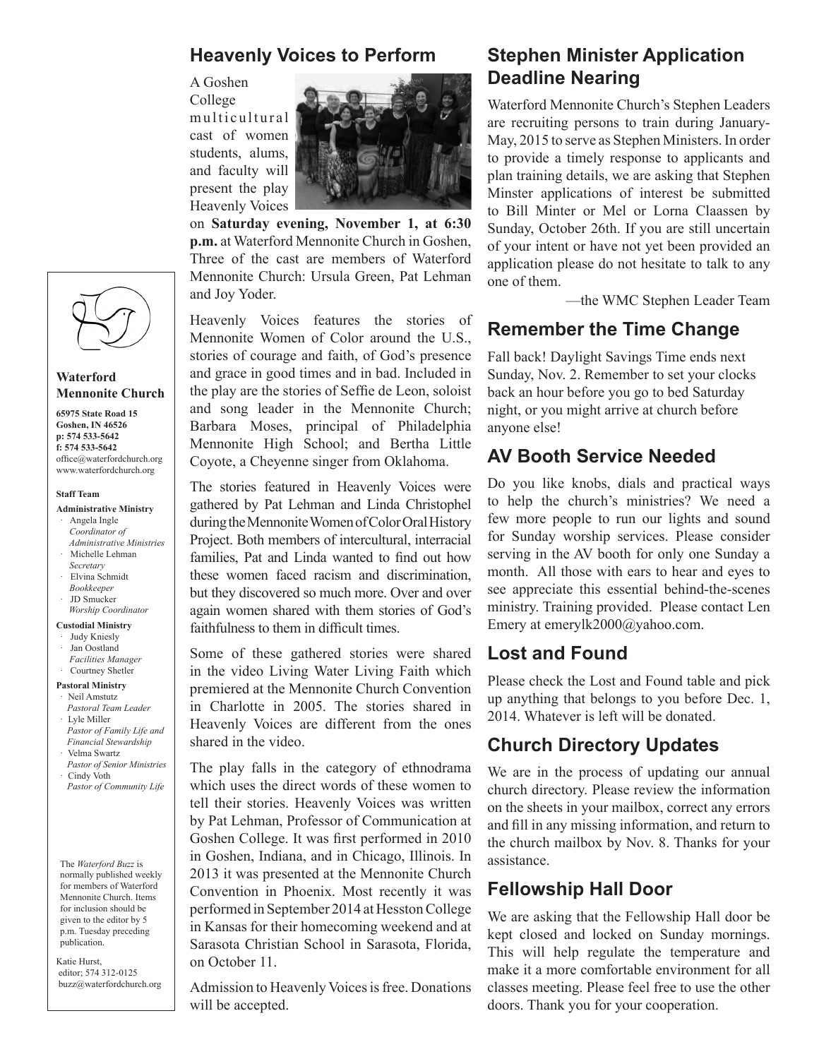## Heavenly Voices to Perform

A Goshen College multicultural cast of women students, alums, and faculty will present the play Heavenly Voices on **Saturday evening, November 1, at 6:30 p.m.** at Waterford Mennonite Church in Goshen, Three of the cast are members of Waterford Mennonite Church: Ursula Green, Pat Lehman and Joy Yoder.

Heavenly Voices features the stories of Mennonite Women of Color around the U.S., stories of courage and faith, of God's presence and grace in good times and in bad. Included in the play are the stories of Seffie de Leon, soloist and song leader in the Mennonite Church; Barbara Moses, principal of Philadelphia Mennonite High School; and Bertha Little Coyote, a Cheyenne singer from Oklahoma.

The stories featured in Heavenly Voices were gathered by Pat Lehman and Linda Christophel during the Mennonite Women of Color Oral History Project. Both members of intercultural, interracial families, Pat and Linda wanted to find out how these women faced racism and discrimination, but they discovered so much more. Over and over again women shared with them stories of God's faithfulness to them in difficult times.

Some of these gathered stories were shared in the video Living Water Living Faith which premiered at the Mennonite Church Convention in Charlotte in 2005. The stories shared in Heavenly Voices are different from the ones shared in the video.

The play falls in the category of ethnodrama which uses the direct words of these women to tell their stories. Heavenly Voices was written by Pat Lehman, Professor of Communication at Goshen College. It was first performed in 2010 in Goshen, Indiana, and in Chicago, Illinois. In 2013 it was presented at the Mennonite Church Convention in Phoenix. Most recently it was performed in September 2014 at Hesston College in Kansas for their homecoming weekend and at Sarasota Christian School in Sarasota, Florida, on October 11.

Admission to Heavenly Voices is free. Donations will be accepted.

**Waterford Mennonite Church**

**65975 State Road 15**
**Goshen, IN 46526**
**p: 574 533-5642**
**f: 574 533-5642**
office@waterfordchurch.org
www.waterfordchurch.org

**Staff Team**

**Administrative Ministry**
- Angela Ingle
  *Coordinator of Administrative Ministries*
- Michelle Lehman
  *Secretary*
- Elvina Schmidt
  *Bookkeeper*
- JD Smucker
  *Worship Coordinator*

**Custodial Ministry**
- Judy Kniesly
- Jan Oostland
  *Facilities Manager*
- Courtney Shetler

**Pastoral Ministry**
- Neil Amstutz
  *Pastoral Team Leader*
- Lyle Miller
  *Pastor of Family Life and Financial Stewardship*
- Velma Swartz
  *Pastor of Senior Ministries*
- Cindy Voth
  *Pastor of Community Life*

The *Waterford Buzz* is normally published weekly for members of Waterford Mennonite Church. Items for inclusion should be given to the editor by 5 p.m. Tuesday preceding publication.

Katie Hurst,
editor; 574 312-0125
buzz@waterfordchurch.org

## Stephen Minister Application Deadline Nearing

Waterford Mennonite Church's Stephen Leaders are recruiting persons to train during January-May, 2015 to serve as Stephen Ministers. In order to provide a timely response to applicants and plan training details, we are asking that Stephen Minster applications of interest be submitted to Bill Minter or Mel or Lorna Claassen by Sunday, October 26th. If you are still uncertain of your intent or have not yet been provided an application please do not hesitate to talk to any one of them.

—the WMC Stephen Leader Team

## Remember the Time Change

Fall back! Daylight Savings Time ends next Sunday, Nov. 2. Remember to set your clocks back an hour before you go to bed Saturday night, or you might arrive at church before anyone else!

## AV Booth Service Needed

Do you like knobs, dials and practical ways to help the church's ministries? We need a few more people to run our lights and sound for Sunday worship services. Please consider serving in the AV booth for only one Sunday a month. All those with ears to hear and eyes to see appreciate this essential behind-the-scenes ministry. Training provided. Please contact Len Emery at emerylk2000@yahoo.com.

## Lost and Found

Please check the Lost and Found table and pick up anything that belongs to you before Dec. 1, 2014. Whatever is left will be donated.

## Church Directory Updates

We are in the process of updating our annual church directory. Please review the information on the sheets in your mailbox, correct any errors and fill in any missing information, and return to the church mailbox by Nov. 8. Thanks for your assistance.

## Fellowship Hall Door

We are asking that the Fellowship Hall door be kept closed and locked on Sunday mornings. This will help regulate the temperature and make it a more comfortable environment for all classes meeting. Please feel free to use the other doors. Thank you for your cooperation.